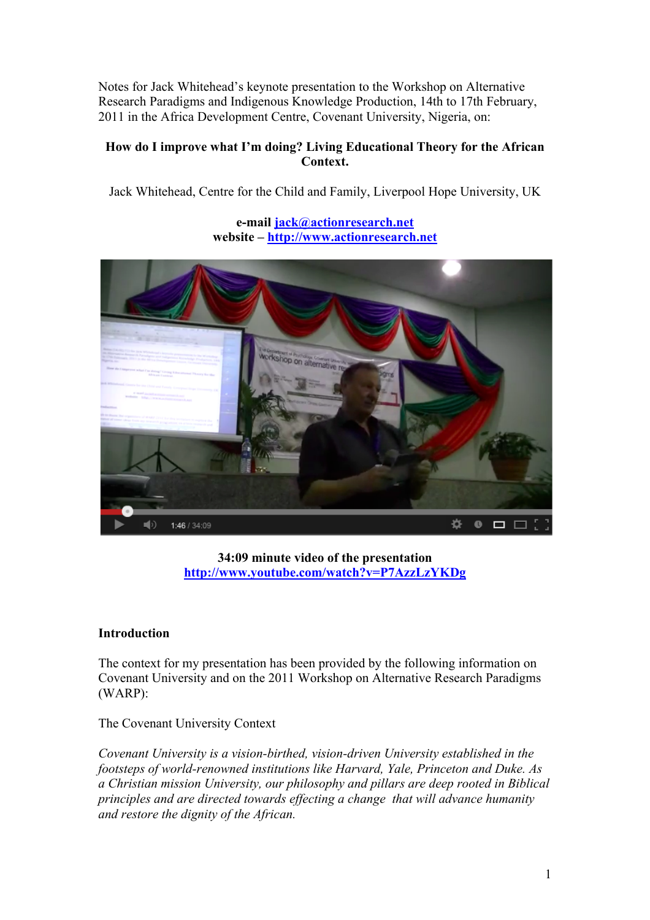Notes for Jack Whitehead's keynote presentation to the Workshop on Alternative Research Paradigms and Indigenous Knowledge Production, 14th to 17th February, 2011 in the Africa Development Centre, Covenant University, Nigeria, on:

**How do I improve what I'm doing? Living Educational Theory for the African Context.**

Jack Whitehead, Centre for the Child and Family, Liverpool Hope University, UK

**e-mail [jack@actionresearch.net](mailto:jack@actionresearch.net)**
**website – [http://www.actionresearch.net](http://www.actionresearch.net)**

**34:09 minute video of the presentation**
**[http://www.youtube.com/watch?v=P7AzzLzYKDg](http://www.youtube.com/watch?v=P7AzzLzYKDg)**

**Introduction**

The context for my presentation has been provided by the following information on Covenant University and on the 2011 Workshop on Alternative Research Paradigms (WARP):

The Covenant University Context

*Covenant University is a vision-birthed, vision-driven University established in the footsteps of world-renowned institutions like Harvard, Yale, Princeton and Duke. As a Christian mission University, our philosophy and pillars are deep rooted in Biblical principles and are directed towards effecting a change that will advance humanity and restore the dignity of the African.*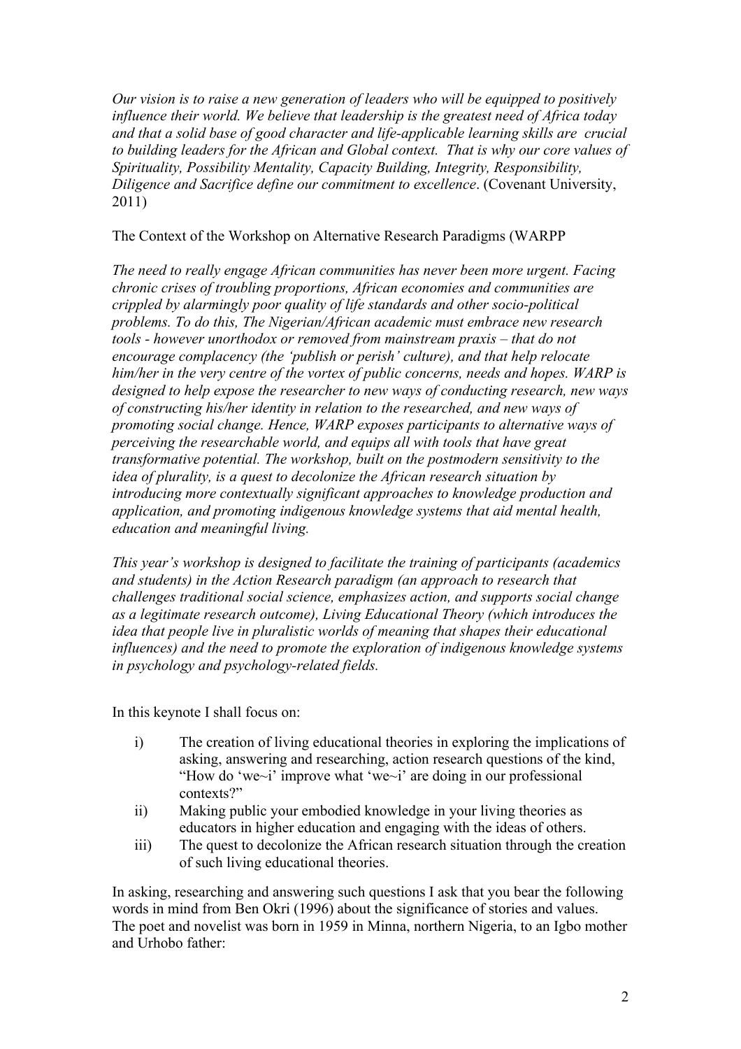*Our vision is to raise a new generation of leaders who will be equipped to positively influence their world. We believe that leadership is the greatest need of Africa today and that a solid base of good character and life-applicable learning skills are crucial to building leaders for the African and Global context. That is why our core values of Spirituality, Possibility Mentality, Capacity Building, Integrity, Responsibility, Diligence and Sacrifice define our commitment to excellence*. (Covenant University, 2011)

The Context of the Workshop on Alternative Research Paradigms (WARPP

*The need to really engage African communities has never been more urgent. Facing chronic crises of troubling proportions, African economies and communities are crippled by alarmingly poor quality of life standards and other socio-political problems. To do this, The Nigerian/African academic must embrace new research tools - however unorthodox or removed from mainstream praxis – that do not encourage complacency (the 'publish or perish' culture), and that help relocate him/her in the very centre of the vortex of public concerns, needs and hopes. WARP is designed to help expose the researcher to new ways of conducting research, new ways of constructing his/her identity in relation to the researched, and new ways of promoting social change. Hence, WARP exposes participants to alternative ways of perceiving the researchable world, and equips all with tools that have great transformative potential. The workshop, built on the postmodern sensitivity to the idea of plurality, is a quest to decolonize the African research situation by introducing more contextually significant approaches to knowledge production and application, and promoting indigenous knowledge systems that aid mental health, education and meaningful living.*

*This year's workshop is designed to facilitate the training of participants (academics and students) in the Action Research paradigm (an approach to research that challenges traditional social science, emphasizes action, and supports social change as a legitimate research outcome), Living Educational Theory (which introduces the idea that people live in pluralistic worlds of meaning that shapes their educational influences) and the need to promote the exploration of indigenous knowledge systems in psychology and psychology-related fields.*

In this keynote I shall focus on:

i) The creation of living educational theories in exploring the implications of asking, answering and researching, action research questions of the kind, "How do 'we~i' improve what 'we~i' are doing in our professional contexts?"
ii) Making public your embodied knowledge in your living theories as educators in higher education and engaging with the ideas of others.
iii) The quest to decolonize the African research situation through the creation of such living educational theories.

In asking, researching and answering such questions I ask that you bear the following words in mind from Ben Okri (1996) about the significance of stories and values. The poet and novelist was born in 1959 in Minna, northern Nigeria, to an Igbo mother and Urhobo father: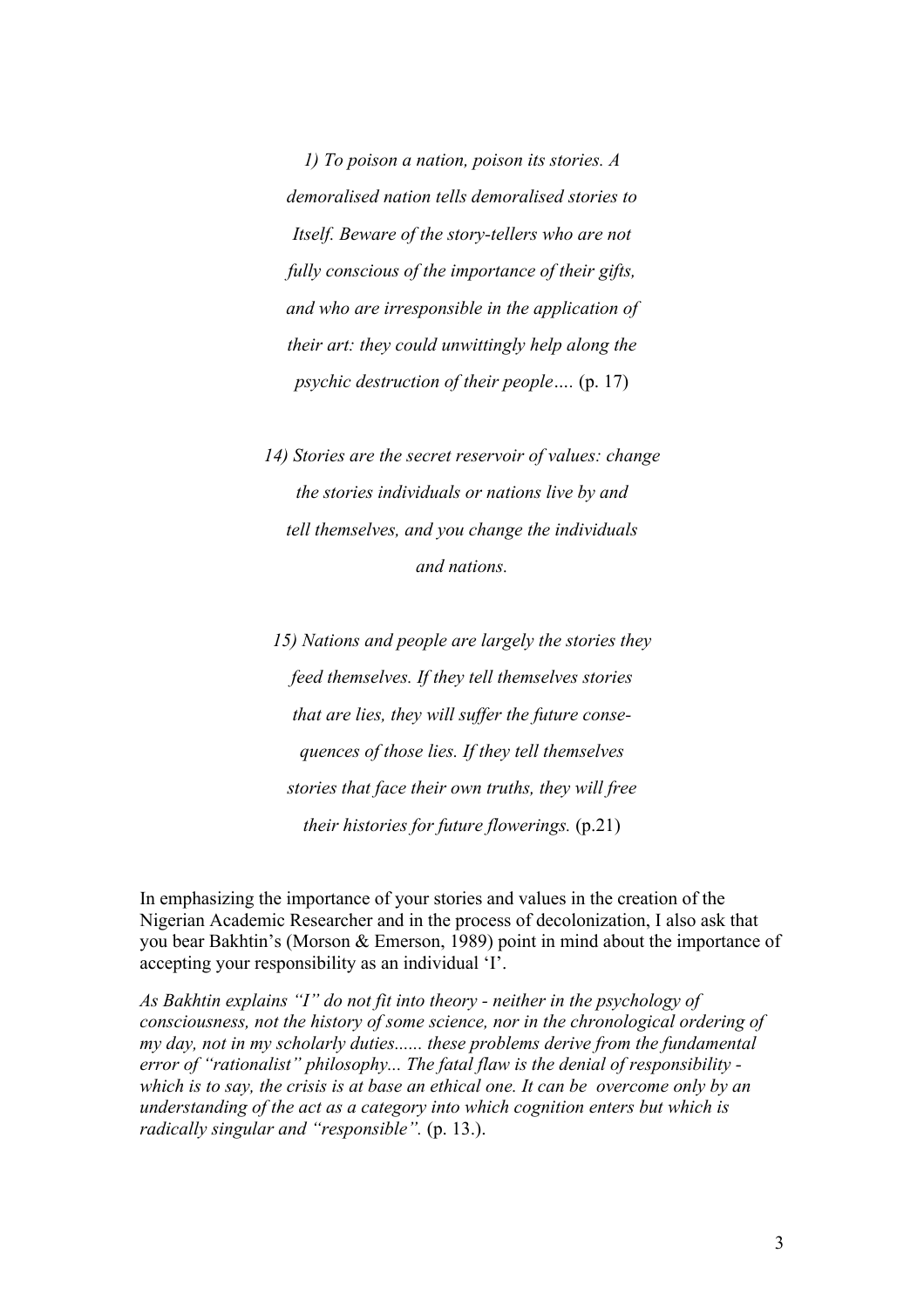*1) To poison a nation, poison its stories. A demoralised nation tells demoralised stories to Itself. Beware of the story-tellers who are not fully conscious of the importance of their gifts, and who are irresponsible in the application of their art: they could unwittingly help along the psychic destruction of their people….* (p. 17)

*14) Stories are the secret reservoir of values: change the stories individuals or nations live by and tell themselves, and you change the individuals and nations.*

*15) Nations and people are largely the stories they feed themselves. If they tell themselves stories that are lies, they will suffer the future consequences of those lies. If they tell themselves stories that face their own truths, they will free their histories for future flowerings.* (p.21)

In emphasizing the importance of your stories and values in the creation of the Nigerian Academic Researcher and in the process of decolonization, I also ask that you bear Bakhtin's (Morson & Emerson, 1989) point in mind about the importance of accepting your responsibility as an individual 'I'.

*As Bakhtin explains "I" do not fit into theory - neither in the psychology of consciousness, not the history of some science, nor in the chronological ordering of my day, not in my scholarly duties...... these problems derive from the fundamental error of "rationalist" philosophy... The fatal flaw is the denial of responsibility - which is to say, the crisis is at base an ethical one. It can be overcome only by an understanding of the act as a category into which cognition enters but which is radically singular and "responsible".* (p. 13.).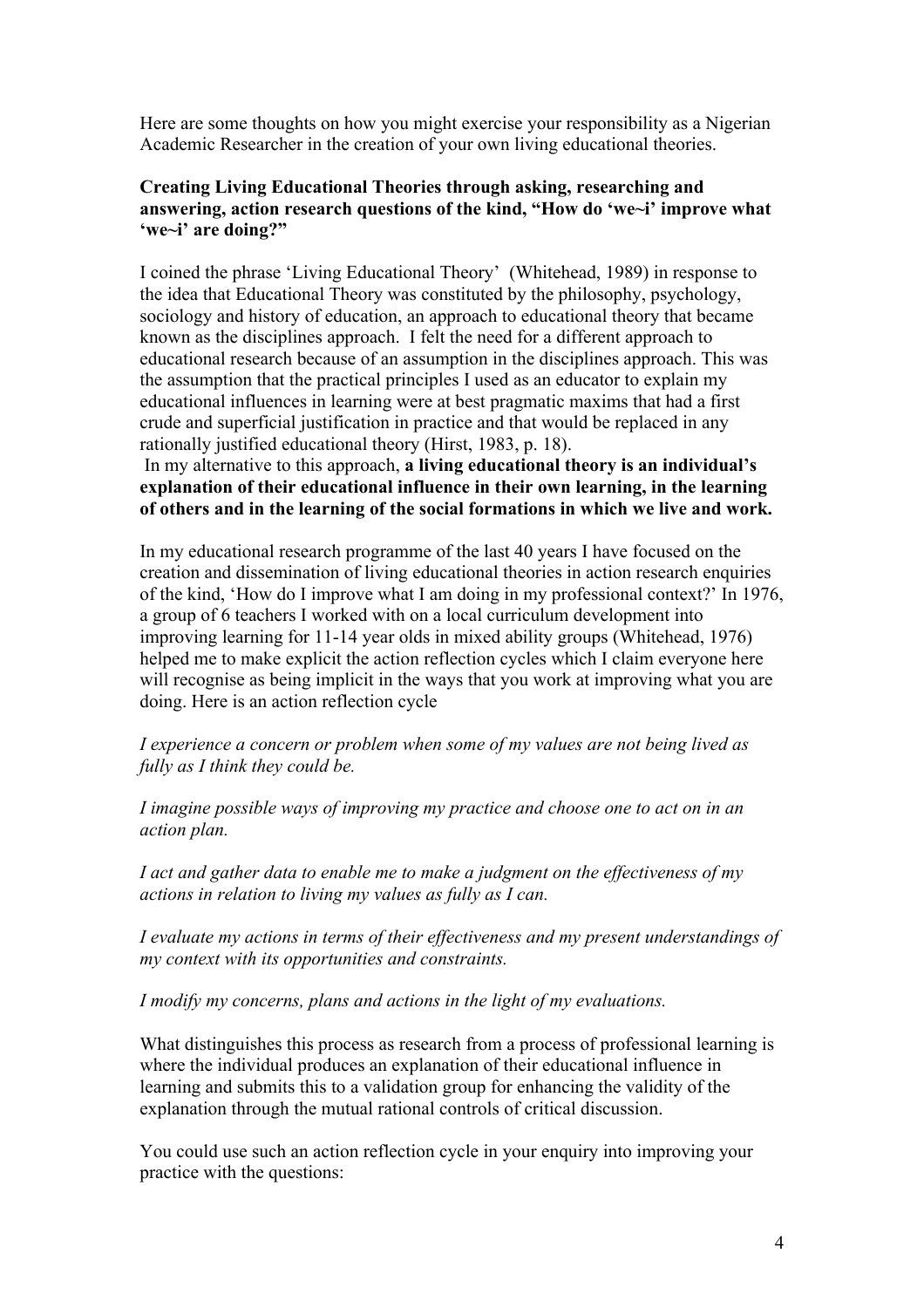Here are some thoughts on how you might exercise your responsibility as a Nigerian Academic Researcher in the creation of your own living educational theories.

**Creating Living Educational Theories through asking, researching and answering, action research questions of the kind, "How do 'we~i' improve what 'we~i' are doing?"**

I coined the phrase 'Living Educational Theory' (Whitehead, 1989) in response to the idea that Educational Theory was constituted by the philosophy, psychology, sociology and history of education, an approach to educational theory that became known as the disciplines approach. I felt the need for a different approach to educational research because of an assumption in the disciplines approach. This was the assumption that the practical principles I used as an educator to explain my educational influences in learning were at best pragmatic maxims that had a first crude and superficial justification in practice and that would be replaced in any rationally justified educational theory (Hirst, 1983, p. 18).

In my alternative to this approach, **a living educational theory is an individual's explanation of their educational influence in their own learning, in the learning of others and in the learning of the social formations in which we live and work.**

In my educational research programme of the last 40 years I have focused on the creation and dissemination of living educational theories in action research enquiries of the kind, 'How do I improve what I am doing in my professional context?' In 1976, a group of 6 teachers I worked with on a local curriculum development into improving learning for 11-14 year olds in mixed ability groups (Whitehead, 1976) helped me to make explicit the action reflection cycles which I claim everyone here will recognise as being implicit in the ways that you work at improving what you are doing. Here is an action reflection cycle

*I experience a concern or problem when some of my values are not being lived as fully as I think they could be.*

*I imagine possible ways of improving my practice and choose one to act on in an action plan.*

*I act and gather data to enable me to make a judgment on the effectiveness of my actions in relation to living my values as fully as I can.*

*I evaluate my actions in terms of their effectiveness and my present understandings of my context with its opportunities and constraints.*

*I modify my concerns, plans and actions in the light of my evaluations.*

What distinguishes this process as research from a process of professional learning is where the individual produces an explanation of their educational influence in learning and submits this to a validation group for enhancing the validity of the explanation through the mutual rational controls of critical discussion.

You could use such an action reflection cycle in your enquiry into improving your practice with the questions: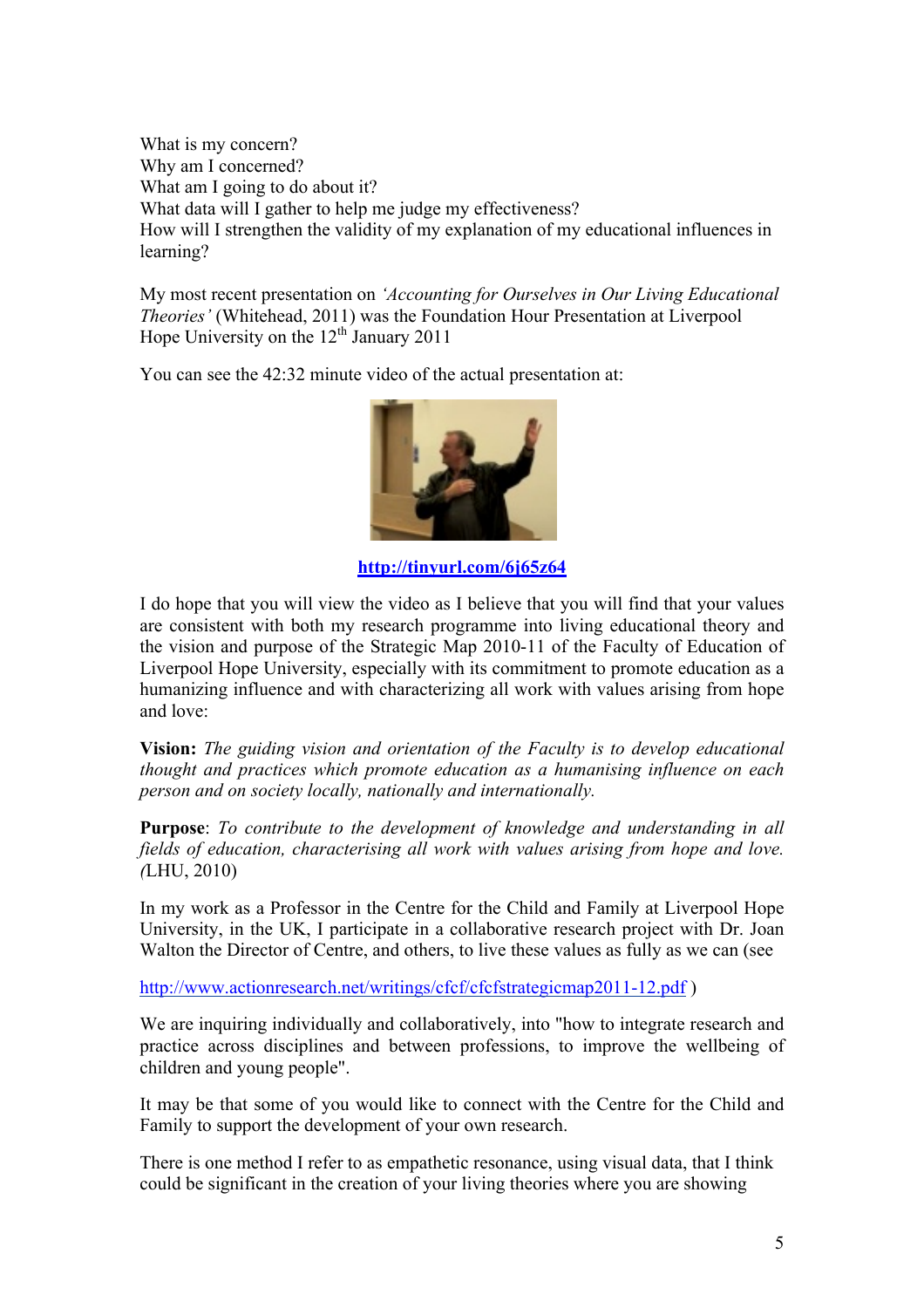What is my concern?
Why am I concerned?
What am I going to do about it?
What data will I gather to help me judge my effectiveness?
How will I strengthen the validity of my explanation of my educational influences in learning?

My most recent presentation on *'Accounting for Ourselves in Our Living Educational Theories'* (Whitehead, 2011) was the Foundation Hour Presentation at Liverpool Hope University on the 12th January 2011

You can see the 42:32 minute video of the actual presentation at:

**http://tinyurl.com/6j65z64**

I do hope that you will view the video as I believe that you will find that your values are consistent with both my research programme into living educational theory and the vision and purpose of the Strategic Map 2010-11 of the Faculty of Education of Liverpool Hope University, especially with its commitment to promote education as a humanizing influence and with characterizing all work with values arising from hope and love:

**Vision:** *The guiding vision and orientation of the Faculty is to develop educational thought and practices which promote education as a humanising influence on each person and on society locally, nationally and internationally.*

**Purpose**: *To contribute to the development of knowledge and understanding in all fields of education, characterising all work with values arising from hope and love. (*LHU, 2010)

In my work as a Professor in the Centre for the Child and Family at Liverpool Hope University, in the UK, I participate in a collaborative research project with Dr. Joan Walton the Director of Centre, and others, to live these values as fully as we can (see

http://www.actionresearch.net/writings/cfcf/cfcfstrategicmap2011-12.pdf )

We are inquiring individually and collaboratively, into "how to integrate research and practice across disciplines and between professions, to improve the wellbeing of children and young people".

It may be that some of you would like to connect with the Centre for the Child and Family to support the development of your own research.

There is one method I refer to as empathetic resonance, using visual data, that I think could be significant in the creation of your living theories where you are showing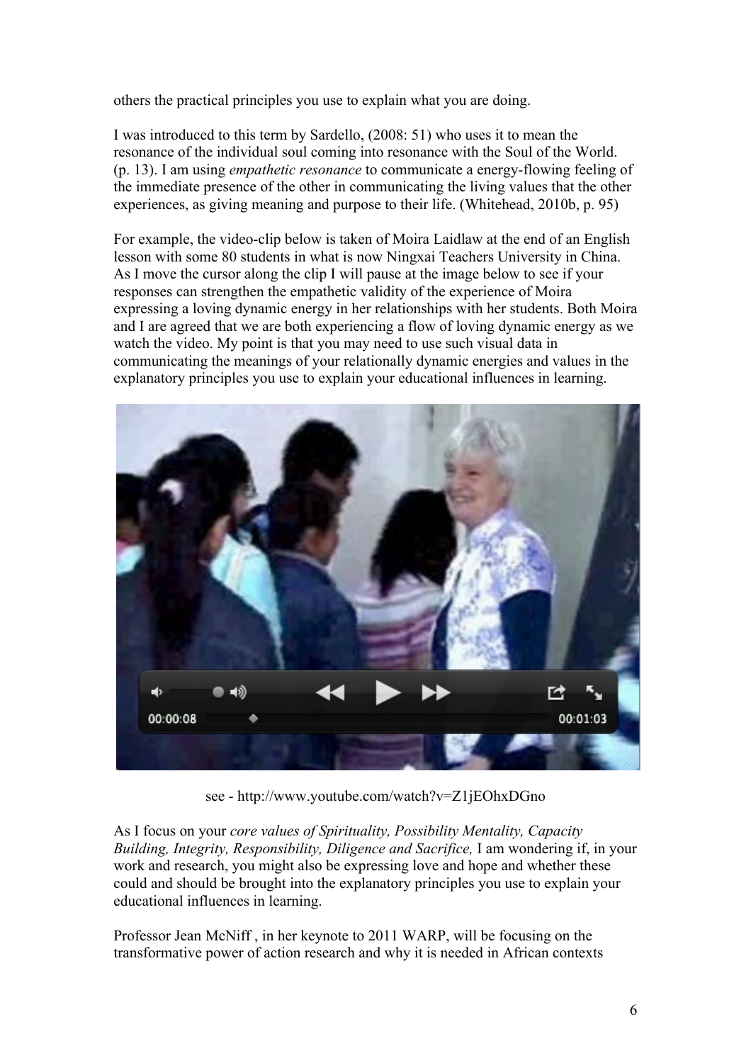others the practical principles you use to explain what you are doing.

I was introduced to this term by Sardello, (2008: 51) who uses it to mean the resonance of the individual soul coming into resonance with the Soul of the World. (p. 13). I am using *empathetic resonance* to communicate a energy-flowing feeling of the immediate presence of the other in communicating the living values that the other experiences, as giving meaning and purpose to their life. (Whitehead, 2010b, p. 95)

For example, the video-clip below is taken of Moira Laidlaw at the end of an English lesson with some 80 students in what is now Ningxai Teachers University in China. As I move the cursor along the clip I will pause at the image below to see if your responses can strengthen the empathetic validity of the experience of Moira expressing a loving dynamic energy in her relationships with her students. Both Moira and I are agreed that we are both experiencing a flow of loving dynamic energy as we watch the video. My point is that you may need to use such visual data in communicating the meanings of your relationally dynamic energies and values in the explanatory principles you use to explain your educational influences in learning.

see - http://www.youtube.com/watch?v=Z1jEOhxDGno

As I focus on your *core values of Spirituality, Possibility Mentality, Capacity Building, Integrity, Responsibility, Diligence and Sacrifice,* I am wondering if, in your work and research, you might also be expressing love and hope and whether these could and should be brought into the explanatory principles you use to explain your educational influences in learning.

Professor Jean McNiff , in her keynote to 2011 WARP, will be focusing on the transformative power of action research and why it is needed in African contexts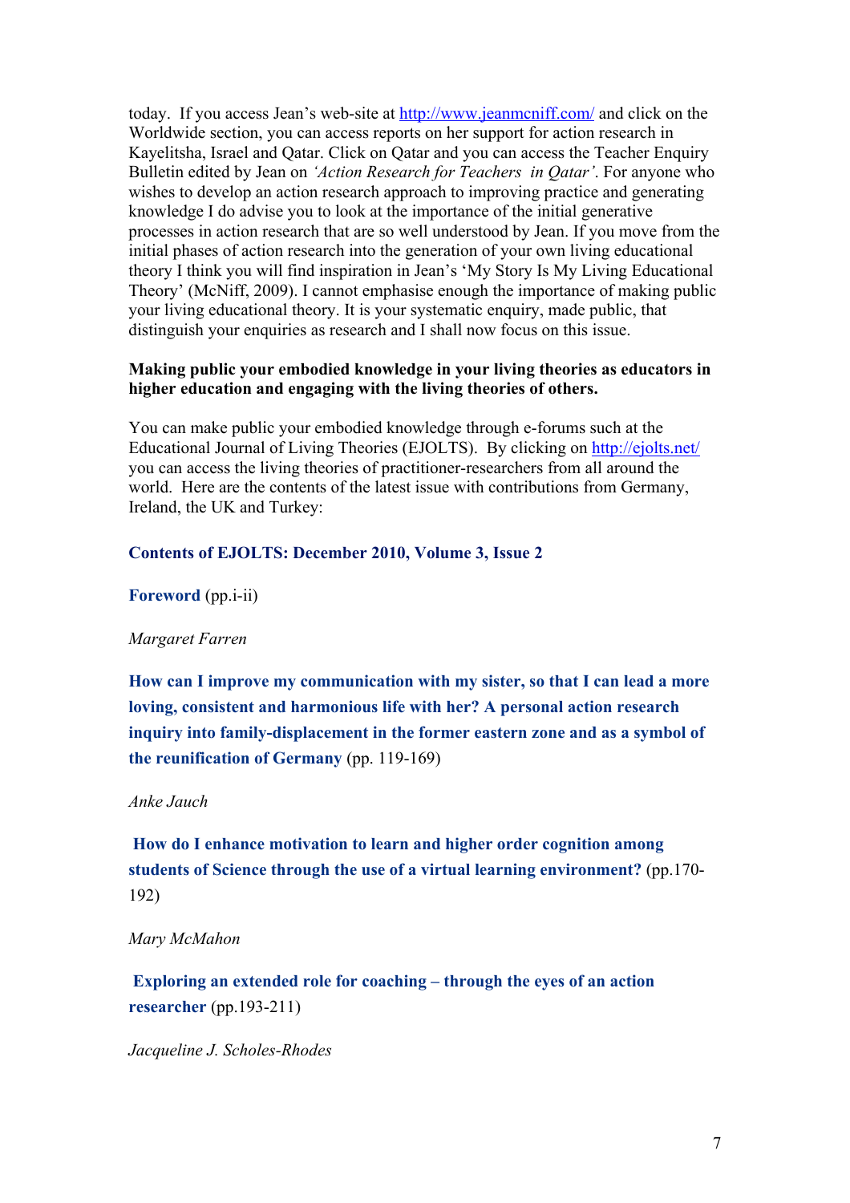today. If you access Jean's web-site at http://www.jeanmcniff.com/ and click on the Worldwide section, you can access reports on her support for action research in Kayelitsha, Israel and Qatar. Click on Qatar and you can access the Teacher Enquiry Bulletin edited by Jean on *'Action Research for Teachers in Qatar'*. For anyone who wishes to develop an action research approach to improving practice and generating knowledge I do advise you to look at the importance of the initial generative processes in action research that are so well understood by Jean. If you move from the initial phases of action research into the generation of your own living educational theory I think you will find inspiration in Jean's 'My Story Is My Living Educational Theory' (McNiff, 2009). I cannot emphasise enough the importance of making public your living educational theory. It is your systematic enquiry, made public, that distinguish your enquiries as research and I shall now focus on this issue.

**Making public your embodied knowledge in your living theories as educators in higher education and engaging with the living theories of others.**

You can make public your embodied knowledge through e-forums such at the Educational Journal of Living Theories (EJOLTS). By clicking on http://ejolts.net/ you can access the living theories of practitioner-researchers from all around the world. Here are the contents of the latest issue with contributions from Germany, Ireland, the UK and Turkey:

**Contents of EJOLTS: December 2010, Volume 3, Issue 2**

**Foreword** (pp.i-ii)

*Margaret Farren*

**How can I improve my communication with my sister, so that I can lead a more loving, consistent and harmonious life with her? A personal action research inquiry into family-displacement in the former eastern zone and as a symbol of the reunification of Germany** (pp. 119-169)

*Anke Jauch*

**How do I enhance motivation to learn and higher order cognition among students of Science through the use of a virtual learning environment?** (pp.170-192)

*Mary McMahon*

**Exploring an extended role for coaching – through the eyes of an action researcher** (pp.193-211)

*Jacqueline J. Scholes-Rhodes*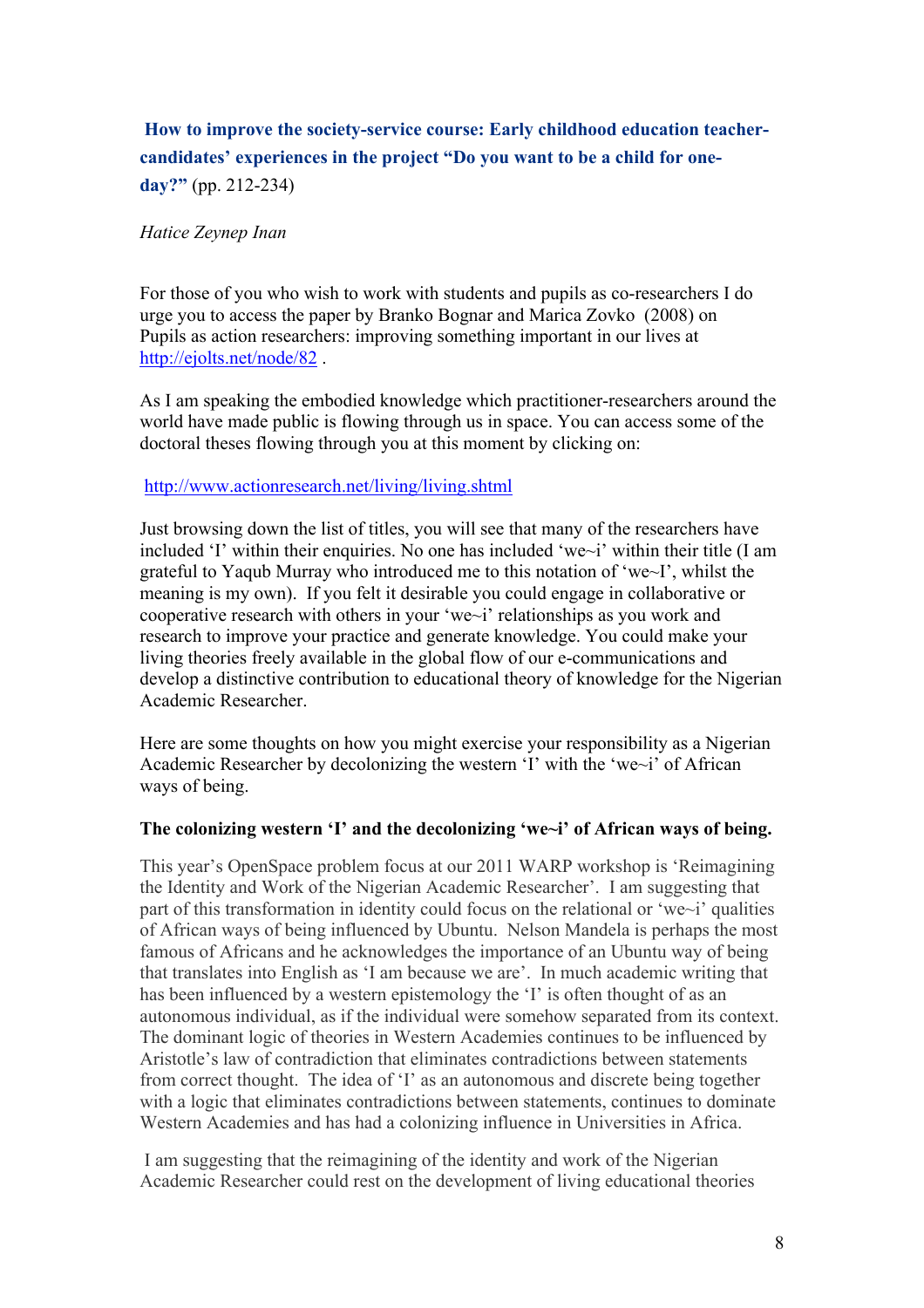**How to improve the society-service course: Early childhood education teacher-candidates' experiences in the project "Do you want to be a child for one-day?"** (pp. 212-234)

*Hatice Zeynep Inan*

For those of you who wish to work with students and pupils as co-researchers I do urge you to access the paper by Branko Bognar and Marica Zovko (2008) on Pupils as action researchers: improving something important in our lives at http://ejolts.net/node/82 .

As I am speaking the embodied knowledge which practitioner-researchers around the world have made public is flowing through us in space. You can access some of the doctoral theses flowing through you at this moment by clicking on:

http://www.actionresearch.net/living/living.shtml

Just browsing down the list of titles, you will see that many of the researchers have included 'I' within their enquiries. No one has included 'we~i' within their title (I am grateful to Yaqub Murray who introduced me to this notation of 'we~I', whilst the meaning is my own). If you felt it desirable you could engage in collaborative or cooperative research with others in your 'we~i' relationships as you work and research to improve your practice and generate knowledge. You could make your living theories freely available in the global flow of our e-communications and develop a distinctive contribution to educational theory of knowledge for the Nigerian Academic Researcher.

Here are some thoughts on how you might exercise your responsibility as a Nigerian Academic Researcher by decolonizing the western 'I' with the 'we~i' of African ways of being.

**The colonizing western 'I' and the decolonizing 'we~i' of African ways of being.**

This year's OpenSpace problem focus at our 2011 WARP workshop is 'Reimagining the Identity and Work of the Nigerian Academic Researcher'. I am suggesting that part of this transformation in identity could focus on the relational or 'we~i' qualities of African ways of being influenced by Ubuntu. Nelson Mandela is perhaps the most famous of Africans and he acknowledges the importance of an Ubuntu way of being that translates into English as 'I am because we are'. In much academic writing that has been influenced by a western epistemology the 'I' is often thought of as an autonomous individual, as if the individual were somehow separated from its context. The dominant logic of theories in Western Academies continues to be influenced by Aristotle's law of contradiction that eliminates contradictions between statements from correct thought. The idea of 'I' as an autonomous and discrete being together with a logic that eliminates contradictions between statements, continues to dominate Western Academies and has had a colonizing influence in Universities in Africa.

I am suggesting that the reimagining of the identity and work of the Nigerian Academic Researcher could rest on the development of living educational theories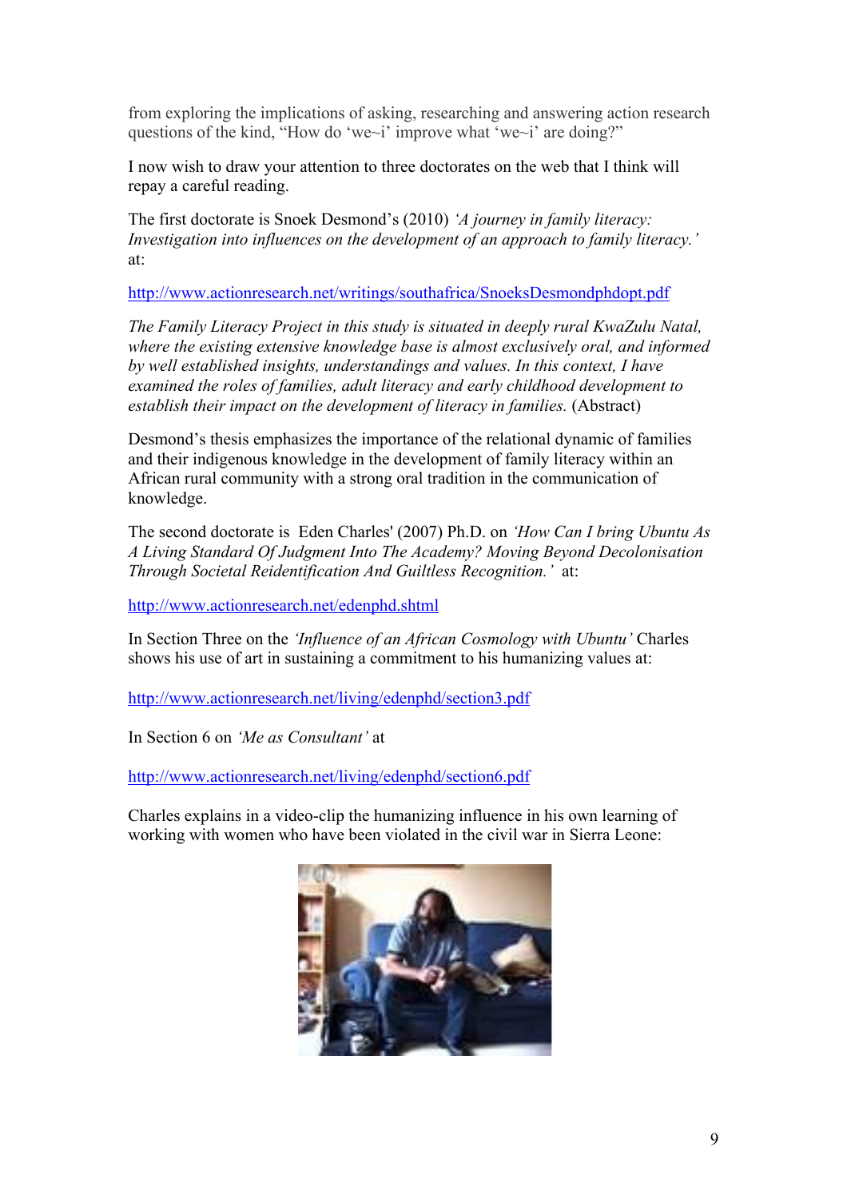from exploring the implications of asking, researching and answering action research questions of the kind, “How do ‘we~i’ improve what ‘we~i’ are doing?”

I now wish to draw your attention to three doctorates on the web that I think will repay a careful reading.

The first doctorate is Snoek Desmond’s (2010) *‘A journey in family literacy: Investigation into influences on the development of an approach to family literacy.’* at:

http://www.actionresearch.net/writings/southafrica/SnoeksDesmondphdopt.pdf

*The Family Literacy Project in this study is situated in deeply rural KwaZulu Natal, where the existing extensive knowledge base is almost exclusively oral, and informed by well established insights, understandings and values. In this context, I have examined the roles of families, adult literacy and early childhood development to establish their impact on the development of literacy in families.* (Abstract)

Desmond’s thesis emphasizes the importance of the relational dynamic of families and their indigenous knowledge in the development of family literacy within an African rural community with a strong oral tradition in the communication of knowledge.

The second doctorate is Eden Charles' (2007) Ph.D. on *‘How Can I bring Ubuntu As A Living Standard Of Judgment Into The Academy? Moving Beyond Decolonisation Through Societal Reidentification And Guiltless Recognition.’* at:

http://www.actionresearch.net/edenphd.shtml

In Section Three on the *‘Influence of an African Cosmology with Ubuntu’* Charles shows his use of art in sustaining a commitment to his humanizing values at:

http://www.actionresearch.net/living/edenphd/section3.pdf

In Section 6 on *‘Me as Consultant’* at

http://www.actionresearch.net/living/edenphd/section6.pdf

Charles explains in a video-clip the humanizing influence in his own learning of working with women who have been violated in the civil war in Sierra Leone: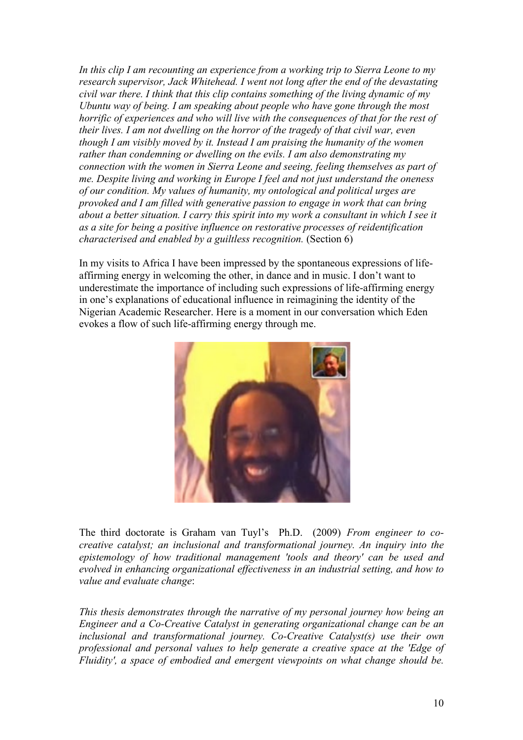*In this clip I am recounting an experience from a working trip to Sierra Leone to my research supervisor, Jack Whitehead. I went not long after the end of the devastating civil war there. I think that this clip contains something of the living dynamic of my Ubuntu way of being. I am speaking about people who have gone through the most horrific of experiences and who will live with the consequences of that for the rest of their lives. I am not dwelling on the horror of the tragedy of that civil war, even though I am visibly moved by it. Instead I am praising the humanity of the women rather than condemning or dwelling on the evils. I am also demonstrating my connection with the women in Sierra Leone and seeing, feeling themselves as part of me. Despite living and working in Europe I feel and not just understand the oneness of our condition. My values of humanity, my ontological and political urges are provoked and I am filled with generative passion to engage in work that can bring about a better situation. I carry this spirit into my work a consultant in which I see it as a site for being a positive influence on restorative processes of reidentification characterised and enabled by a guiltless recognition.* (Section 6)

In my visits to Africa I have been impressed by the spontaneous expressions of life-affirming energy in welcoming the other, in dance and in music. I don't want to underestimate the importance of including such expressions of life-affirming energy in one's explanations of educational influence in reimagining the identity of the Nigerian Academic Researcher. Here is a moment in our conversation which Eden evokes a flow of such life-affirming energy through me.

The third doctorate is Graham van Tuyl's Ph.D. (2009) *From engineer to co-creative catalyst; an inclusional and transformational journey. An inquiry into the epistemology of how traditional management 'tools and theory' can be used and evolved in enhancing organizational effectiveness in an industrial setting, and how to value and evaluate change*:

*This thesis demonstrates through the narrative of my personal journey how being an Engineer and a Co-Creative Catalyst in generating organizational change can be an inclusional and transformational journey. Co-Creative Catalyst(s) use their own professional and personal values to help generate a creative space at the 'Edge of Fluidity', a space of embodied and emergent viewpoints on what change should be.*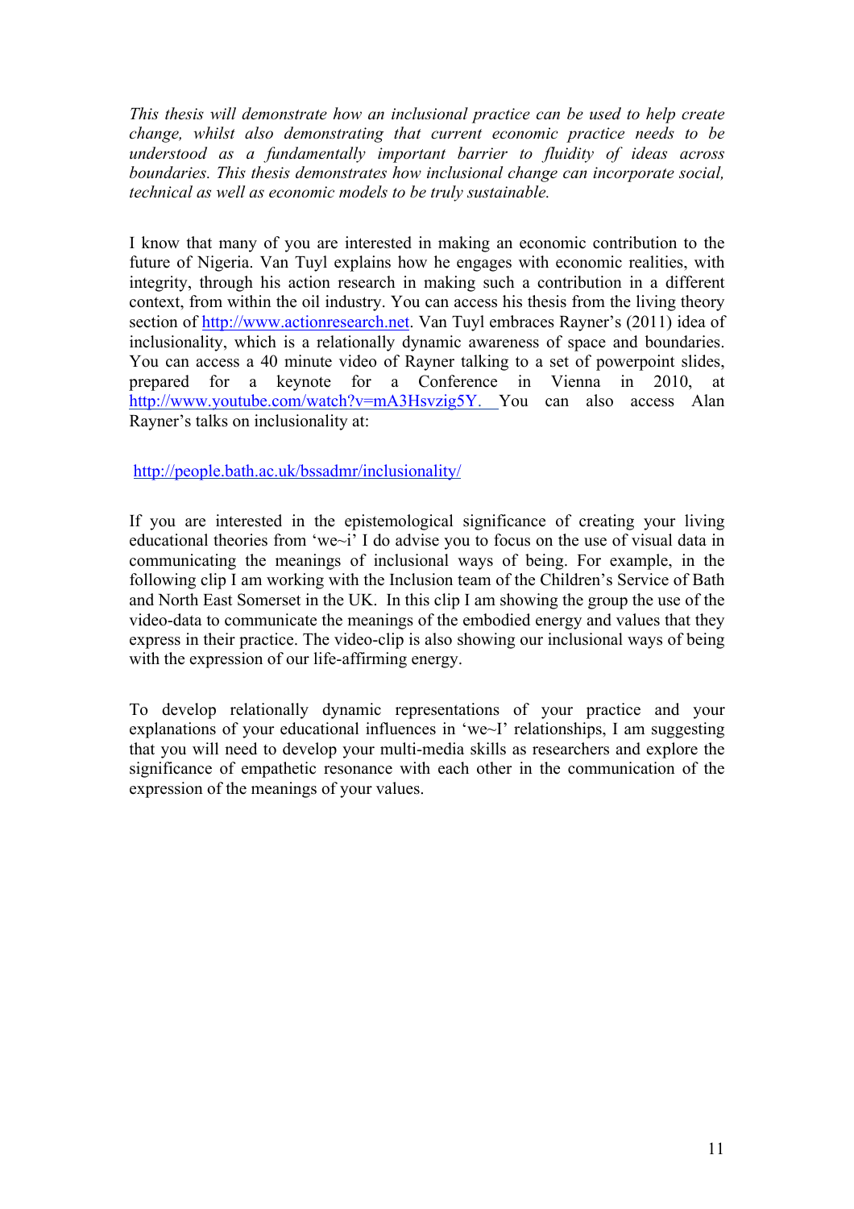*This thesis will demonstrate how an inclusional practice can be used to help create change, whilst also demonstrating that current economic practice needs to be understood as a fundamentally important barrier to fluidity of ideas across boundaries. This thesis demonstrates how inclusional change can incorporate social, technical as well as economic models to be truly sustainable.*

I know that many of you are interested in making an economic contribution to the future of Nigeria. Van Tuyl explains how he engages with economic realities, with integrity, through his action research in making such a contribution in a different context, from within the oil industry. You can access his thesis from the living theory section of http://www.actionresearch.net. Van Tuyl embraces Rayner's (2011) idea of inclusionality, which is a relationally dynamic awareness of space and boundaries. You can access a 40 minute video of Rayner talking to a set of powerpoint slides, prepared for a keynote for a Conference in Vienna in 2010, at http://www.youtube.com/watch?v=mA3Hsvzig5Y. You can also access Alan Rayner's talks on inclusionality at:

http://people.bath.ac.uk/bssadmr/inclusionality/

If you are interested in the epistemological significance of creating your living educational theories from 'we~i' I do advise you to focus on the use of visual data in communicating the meanings of inclusional ways of being. For example, in the following clip I am working with the Inclusion team of the Children's Service of Bath and North East Somerset in the UK. In this clip I am showing the group the use of the video-data to communicate the meanings of the embodied energy and values that they express in their practice. The video-clip is also showing our inclusional ways of being with the expression of our life-affirming energy.

To develop relationally dynamic representations of your practice and your explanations of your educational influences in 'we~I' relationships, I am suggesting that you will need to develop your multi-media skills as researchers and explore the significance of empathetic resonance with each other in the communication of the expression of the meanings of your values.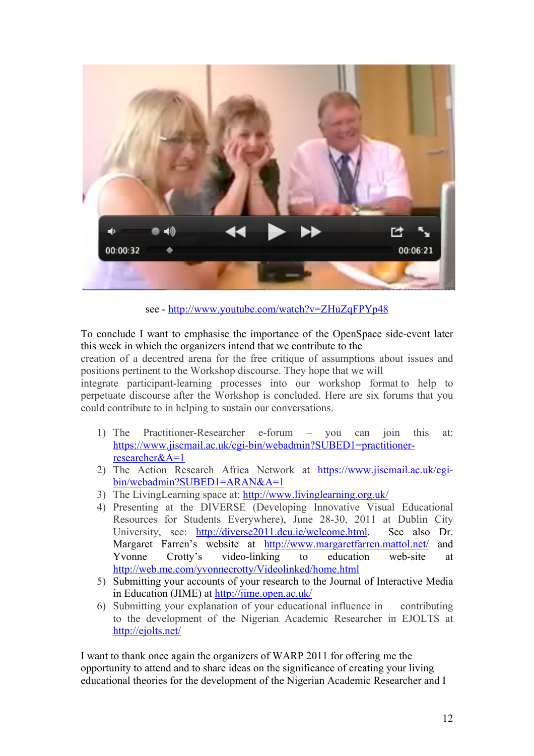see - http://www.youtube.com/watch?v=ZHuZqFPYp48

To conclude I want to emphasise the importance of the OpenSpace side-event later this week in which the organizers intend that we contribute to the creation of a decentred arena for the free critique of assumptions about issues and positions pertinent to the Workshop discourse. They hope that we will integrate participant-learning processes into our workshop format to help to perpetuate discourse after the Workshop is concluded. Here are six forums that you could contribute to in helping to sustain our conversations.

1) The Practitioner-Researcher e-forum – you can join this at: https://www.jiscmail.ac.uk/cgi-bin/webadmin?SUBED1=practitioner-researcher&A=1
2) The Action Research Africa Network at https://www.jiscmail.ac.uk/cgi-bin/webadmin?SUBED1=ARAN&A=1
3) The LivingLearning space at: http://www.livinglearning.org.uk/
4) Presenting at the DIVERSE (Developing Innovative Visual Educational Resources for Students Everywhere), June 28-30, 2011 at Dublin City University, see: http://diverse2011.dcu.ie/welcome.html. See also Dr. Margaret Farren's website at http://www.margaretfarren.mattol.net/ and Yvonne Crotty's video-linking to education web-site at http://web.me.com/yvonnecrotty/Videolinked/home.html
5) Submitting your accounts of your research to the Journal of Interactive Media in Education (JIME) at http://jime.open.ac.uk/
6) Submitting your explanation of your educational influence in contributing to the development of the Nigerian Academic Researcher in EJOLTS at http://ejolts.net/

I want to thank once again the organizers of WARP 2011 for offering me the opportunity to attend and to share ideas on the significance of creating your living educational theories for the development of the Nigerian Academic Researcher and I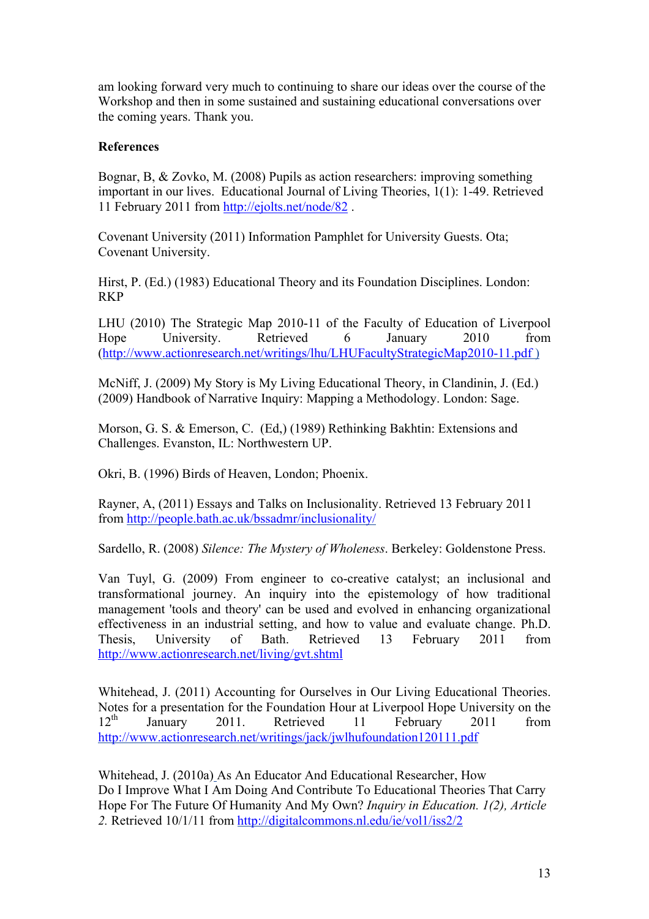am looking forward very much to continuing to share our ideas over the course of the Workshop and then in some sustained and sustaining educational conversations over the coming years. Thank you.

**References**

Bognar, B, & Zovko, M. (2008) Pupils as action researchers: improving something important in our lives. Educational Journal of Living Theories, 1(1): 1-49. Retrieved 11 February 2011 from http://ejolts.net/node/82 .

Covenant University (2011) Information Pamphlet for University Guests. Ota; Covenant University.

Hirst, P. (Ed.) (1983) Educational Theory and its Foundation Disciplines. London: RKP

LHU (2010) The Strategic Map 2010-11 of the Faculty of Education of Liverpool Hope University. Retrieved 6 January 2010 from (http://www.actionresearch.net/writings/lhu/LHUFacultyStrategicMap2010-11.pdf )

McNiff, J. (2009) My Story is My Living Educational Theory, in Clandinin, J. (Ed.) (2009) Handbook of Narrative Inquiry: Mapping a Methodology. London: Sage.

Morson, G. S. & Emerson, C. (Ed,) (1989) Rethinking Bakhtin: Extensions and Challenges. Evanston, IL: Northwestern UP.

Okri, B. (1996) Birds of Heaven, London; Phoenix.

Rayner, A, (2011) Essays and Talks on Inclusionality. Retrieved 13 February 2011 from http://people.bath.ac.uk/bssadmr/inclusionality/

Sardello, R. (2008) *Silence: The Mystery of Wholeness*. Berkeley: Goldenstone Press.

Van Tuyl, G. (2009) From engineer to co-creative catalyst; an inclusional and transformational journey. An inquiry into the epistemology of how traditional management 'tools and theory' can be used and evolved in enhancing organizational effectiveness in an industrial setting, and how to value and evaluate change. Ph.D. Thesis, University of Bath. Retrieved 13 February 2011 from http://www.actionresearch.net/living/gvt.shtml

Whitehead, J. (2011) Accounting for Ourselves in Our Living Educational Theories. Notes for a presentation for the Foundation Hour at Liverpool Hope University on the 12th January 2011. Retrieved 11 February 2011 from http://www.actionresearch.net/writings/jack/jwlhufoundation120111.pdf

Whitehead, J. (2010a) As An Educator And Educational Researcher, How Do I Improve What I Am Doing And Contribute To Educational Theories That Carry Hope For The Future Of Humanity And My Own? *Inquiry in Education. 1(2), Article 2.* Retrieved 10/1/11 from http://digitalcommons.nl.edu/ie/vol1/iss2/2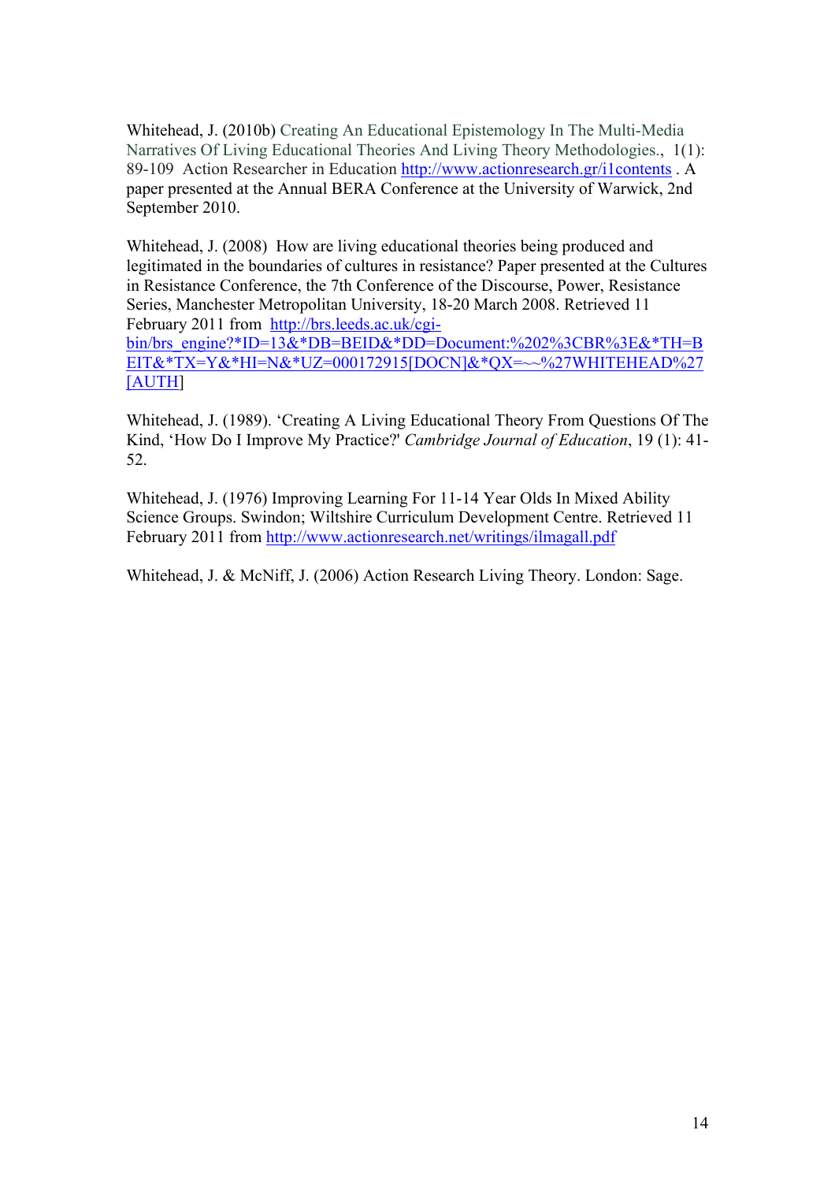Whitehead, J. (2010b) Creating An Educational Epistemology In The Multi-Media Narratives Of Living Educational Theories And Living Theory Methodologies., 1(1): 89-109 Action Researcher in Education http://www.actionresearch.gr/i1contents . A paper presented at the Annual BERA Conference at the University of Warwick, 2nd September 2010.

Whitehead, J. (2008) How are living educational theories being produced and legitimated in the boundaries of cultures in resistance? Paper presented at the Cultures in Resistance Conference, the 7th Conference of the Discourse, Power, Resistance Series, Manchester Metropolitan University, 18-20 March 2008. Retrieved 11 February 2011 from http://brs.leeds.ac.uk/cgi-bin/brs_engine?*ID=13&*DB=BEID&*DD=Document:%202%3CBR%3E&*TH=BEIT&*TX=Y&*HI=N&*UZ=000172915[DOCN]&*QX=~~%27WHITEHEAD%27[AUTH]

Whitehead, J. (1989). 'Creating A Living Educational Theory From Questions Of The Kind, 'How Do I Improve My Practice?' *Cambridge Journal of Education*, 19 (1): 41-52.

Whitehead, J. (1976) Improving Learning For 11-14 Year Olds In Mixed Ability Science Groups. Swindon; Wiltshire Curriculum Development Centre. Retrieved 11 February 2011 from http://www.actionresearch.net/writings/ilmagall.pdf

Whitehead, J. & McNiff, J. (2006) Action Research Living Theory. London: Sage.